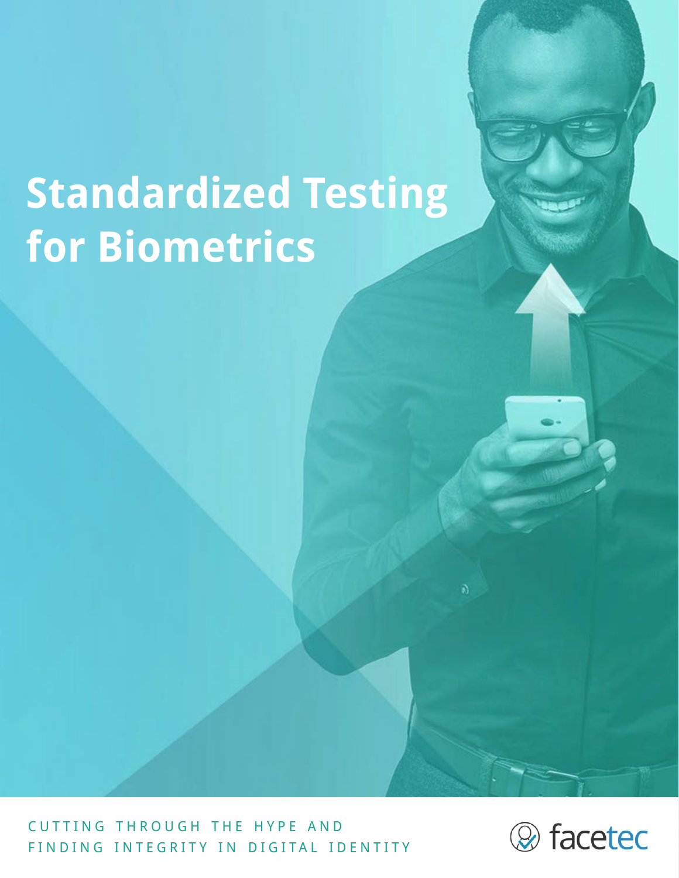# Standardized Testing for Biometrics

CUTTING THROUGH THE HYPE AND FINDING INTEGRITY IN DIGITAL IDENTITY

facetec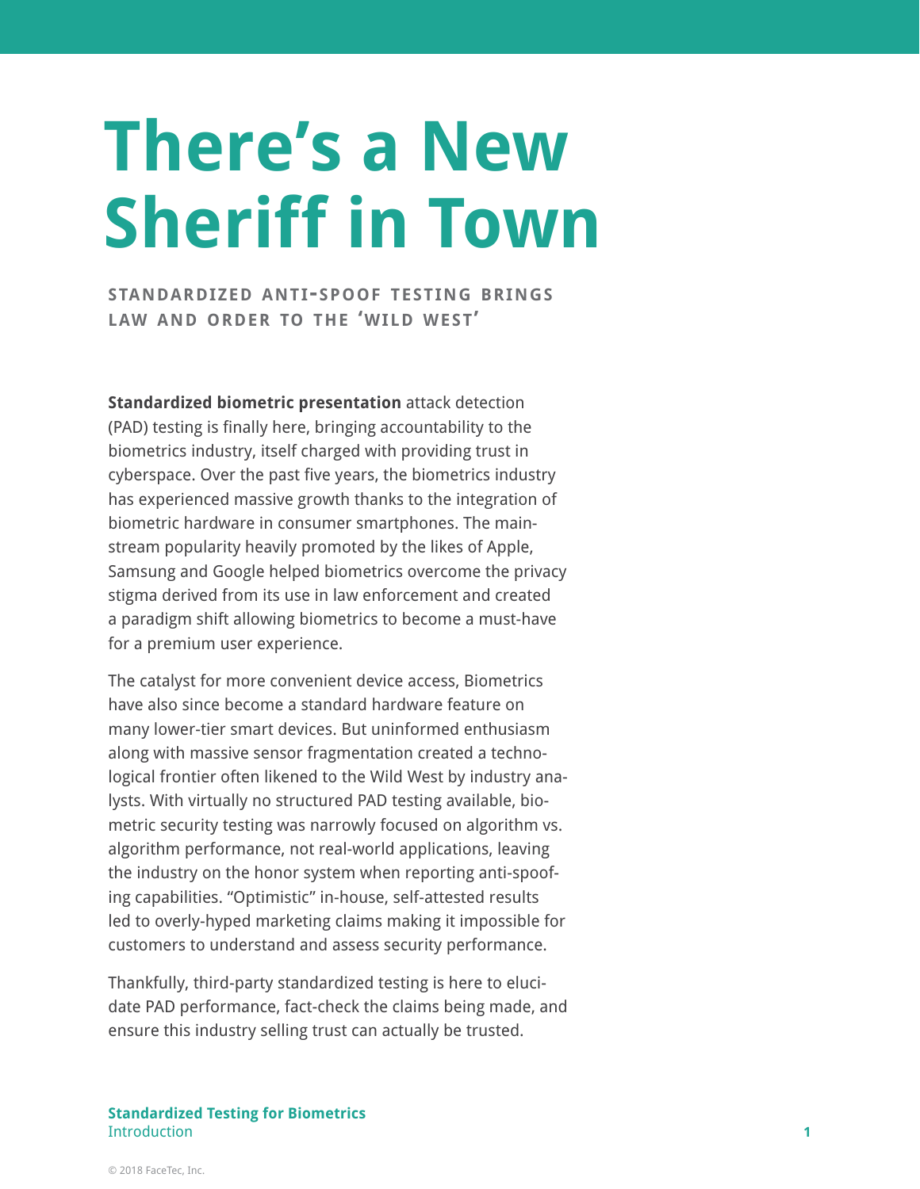# There's a New Sheriff in Town

## STANDARDIZED ANTI-SPOOF TESTING BRINGS LAW AND ORDER TO THE 'WILD WEST'

**Standardized biometric presentation** attack detection (PAD) testing is finally here, bringing accountability to the biometrics industry, itself charged with providing trust in cyberspace. Over the past five years, the biometrics industry has experienced massive growth thanks to the integration of biometric hardware in consumer smartphones. The mainstream popularity heavily promoted by the likes of Apple, Samsung and Google helped biometrics overcome the privacy stigma derived from its use in law enforcement and created a paradigm shift allowing biometrics to become a must-have for a premium user experience.

The catalyst for more convenient device access, Biometrics have also since become a standard hardware feature on many lower-tier smart devices. But uninformed enthusiasm along with massive sensor fragmentation created a technological frontier often likened to the Wild West by industry analysts. With virtually no structured PAD testing available, biometric security testing was narrowly focused on algorithm vs. algorithm performance, not real-world applications, leaving the industry on the honor system when reporting anti-spoofing capabilities. "Optimistic" in-house, self-attested results led to overly-hyped marketing claims making it impossible for customers to understand and assess security performance.

Thankfully, third-party standardized testing is here to elucidate PAD performance, fact-check the claims being made, and ensure this industry selling trust can actually be trusted.

© 2018 FaceTec, Inc.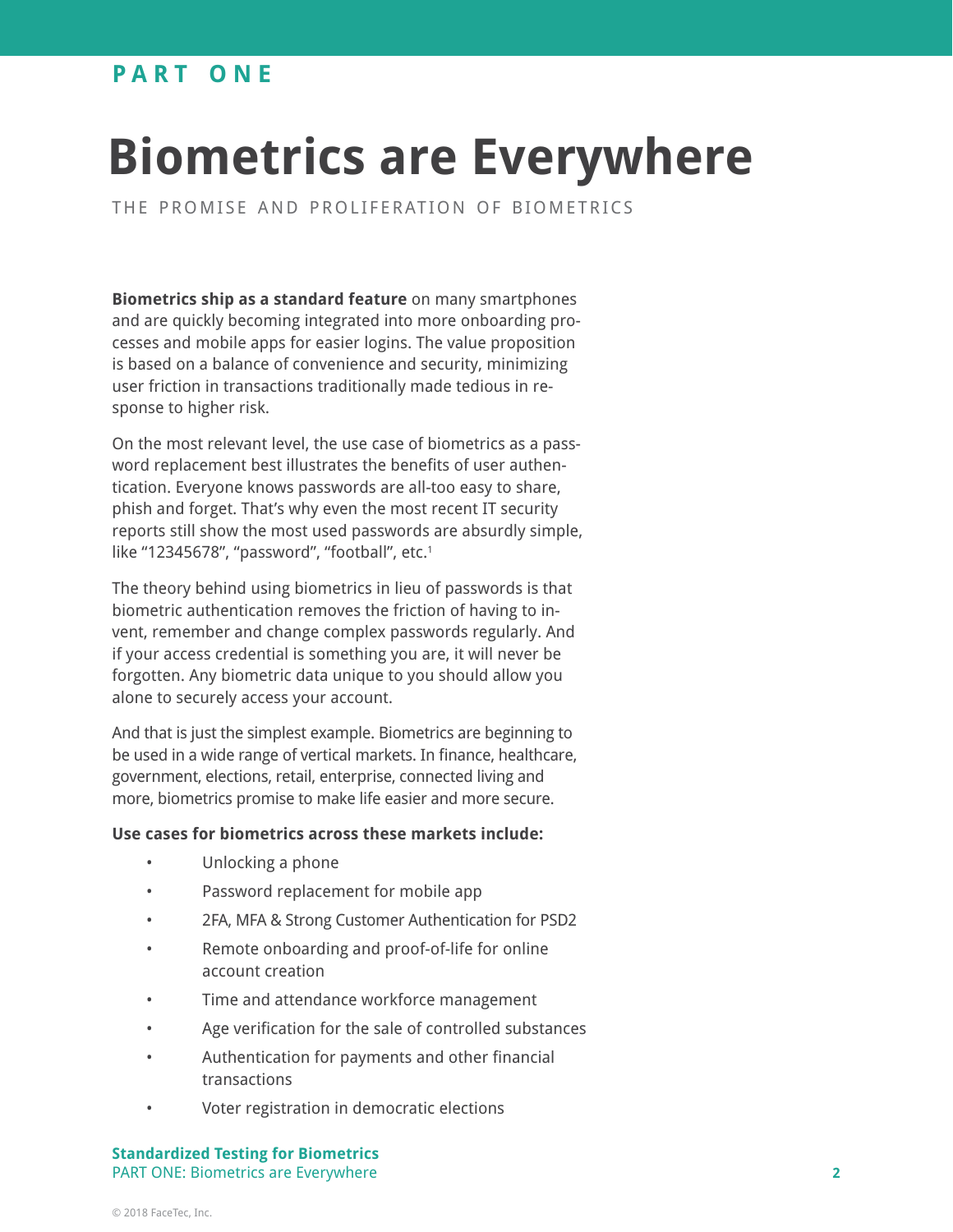PART ONE

# Biometrics are Everywhere

THE PROMISE AND PROLIFERATION OF BIOMETRICS

**Biometrics ship as a standard feature** on many smartphones and are quickly becoming integrated into more onboarding processes and mobile apps for easier logins. The value proposition is based on a balance of convenience and security, minimizing user friction in transactions traditionally made tedious in response to higher risk.

On the most relevant level, the use case of biometrics as a password replacement best illustrates the benefits of user authentication. Everyone knows passwords are all-too easy to share, phish and forget. That's why even the most recent IT security reports still show the most used passwords are absurdly simple, like "12345678", "password", "football", etc.[1]

The theory behind using biometrics in lieu of passwords is that biometric authentication removes the friction of having to invent, remember and change complex passwords regularly. And if your access credential is something you are, it will never be forgotten. Any biometric data unique to you should allow you alone to securely access your account.

And that is just the simplest example. Biometrics are beginning to be used in a wide range of vertical markets. In finance, healthcare, government, elections, retail, enterprise, connected living and more, biometrics promise to make life easier and more secure.

**Use cases for biometrics across these markets include:**

- Unlocking a phone
- Password replacement for mobile app
- 2FA, MFA & Strong Customer Authentication for PSD2
- Remote onboarding and proof-of-life for online account creation
- Time and attendance workforce management
- Age verification for the sale of controlled substances
- Authentication for payments and other financial transactions
- Voter registration in democratic elections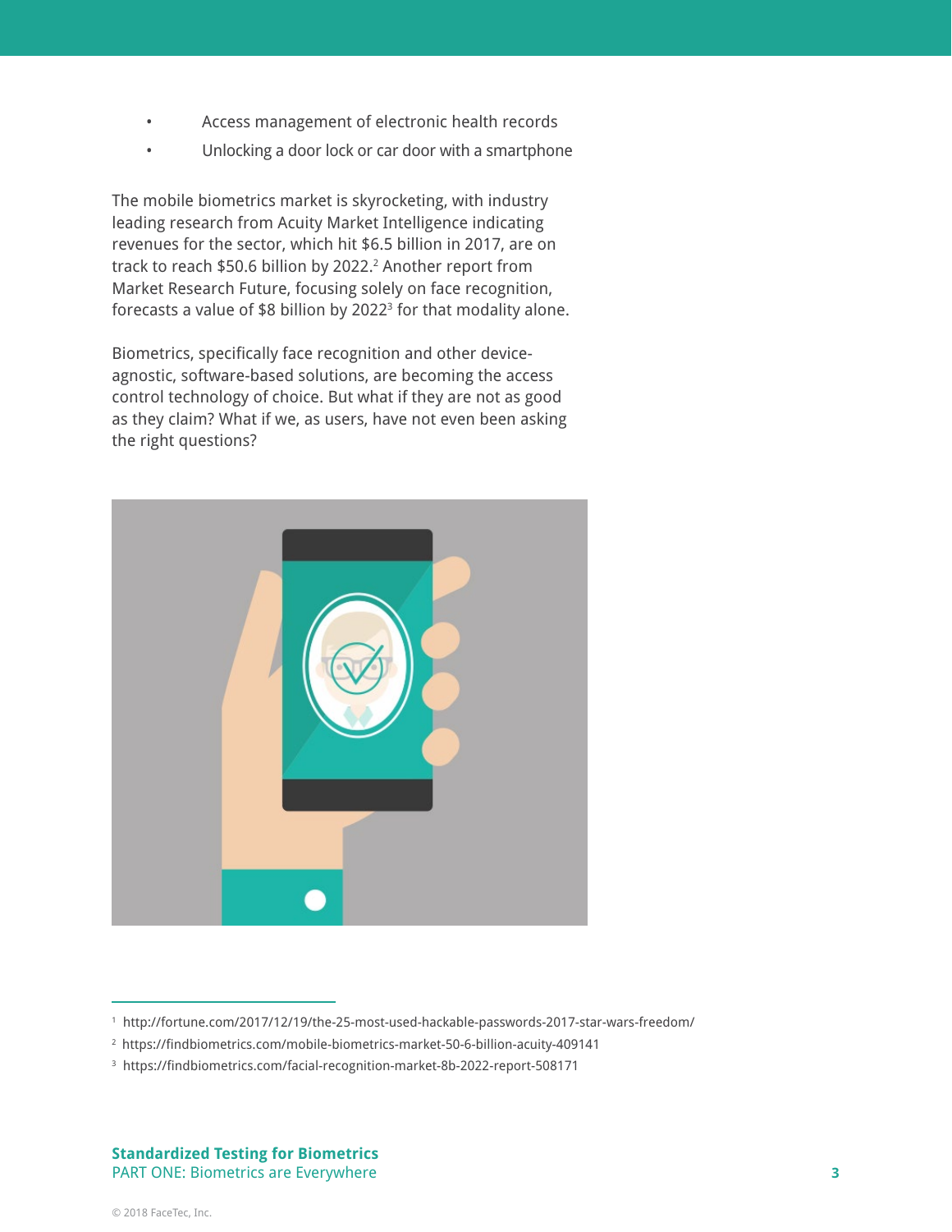- Access management of electronic health records
- Unlocking a door lock or car door with a smartphone

The mobile biometrics market is skyrocketing, with industry leading research from Acuity Market Intelligence indicating revenues for the sector, which hit $6.5 billion in 2017, are on track to reach $50.6 billion by 2022.[2] Another report from Market Research Future, focusing solely on face recognition, forecasts a value of $8 billion by 2022[3] for that modality alone.

Biometrics, specifically face recognition and other device-agnostic, software-based solutions, are becoming the access control technology of choice. But what if they are not as good as they claim? What if we, as users, have not even been asking the right questions?

---

[1] http://fortune.com/2017/12/19/the-25-most-used-hackable-passwords-2017-star-wars-freedom/

[2] https://findbiometrics.com/mobile-biometrics-market-50-6-billion-acuity-409141

[3] https://findbiometrics.com/facial-recognition-market-8b-2022-report-508171

© 2018 FaceTec, Inc.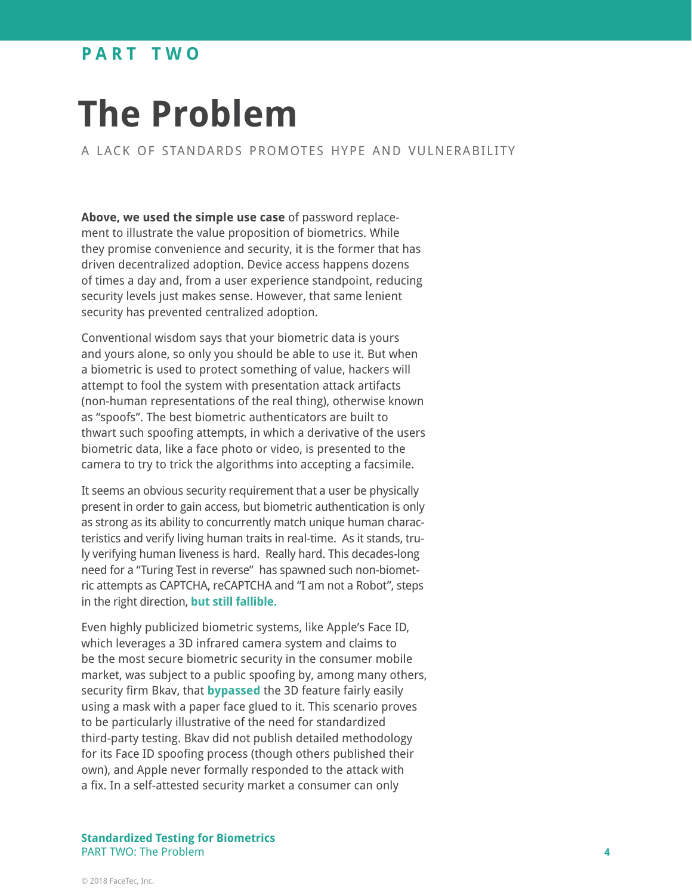PART TWO

# The Problem

A LACK OF STANDARDS PROMOTES HYPE AND VULNERABILITY

**Above, we used the simple use case** of password replacement to illustrate the value proposition of biometrics. While they promise convenience and security, it is the former that has driven decentralized adoption. Device access happens dozens of times a day and, from a user experience standpoint, reducing security levels just makes sense. However, that same lenient security has prevented centralized adoption.

Conventional wisdom says that your biometric data is yours and yours alone, so only you should be able to use it. But when a biometric is used to protect something of value, hackers will attempt to fool the system with presentation attack artifacts (non-human representations of the real thing), otherwise known as "spoofs". The best biometric authenticators are built to thwart such spoofing attempts, in which a derivative of the users biometric data, like a face photo or video, is presented to the camera to try to trick the algorithms into accepting a facsimile.

It seems an obvious security requirement that a user be physically present in order to gain access, but biometric authentication is only as strong as its ability to concurrently match unique human characteristics and verify living human traits in real-time. As it stands, truly verifying human liveness is hard. Really hard. This decades-long need for a "Turing Test in reverse" has spawned such non-biometric attempts as CAPTCHA, reCAPTCHA and "I am not a Robot", steps in the right direction, **but still fallible.**

Even highly publicized biometric systems, like Apple's Face ID, which leverages a 3D infrared camera system and claims to be the most secure biometric security in the consumer mobile market, was subject to a public spoofing by, among many others, security firm Bkav, that **bypassed** the 3D feature fairly easily using a mask with a paper face glued to it. This scenario proves to be particularly illustrative of the need for standardized third-party testing. Bkav did not publish detailed methodology for its Face ID spoofing process (though others published their own), and Apple never formally responded to the attack with a fix. In a self-attested security market a consumer can only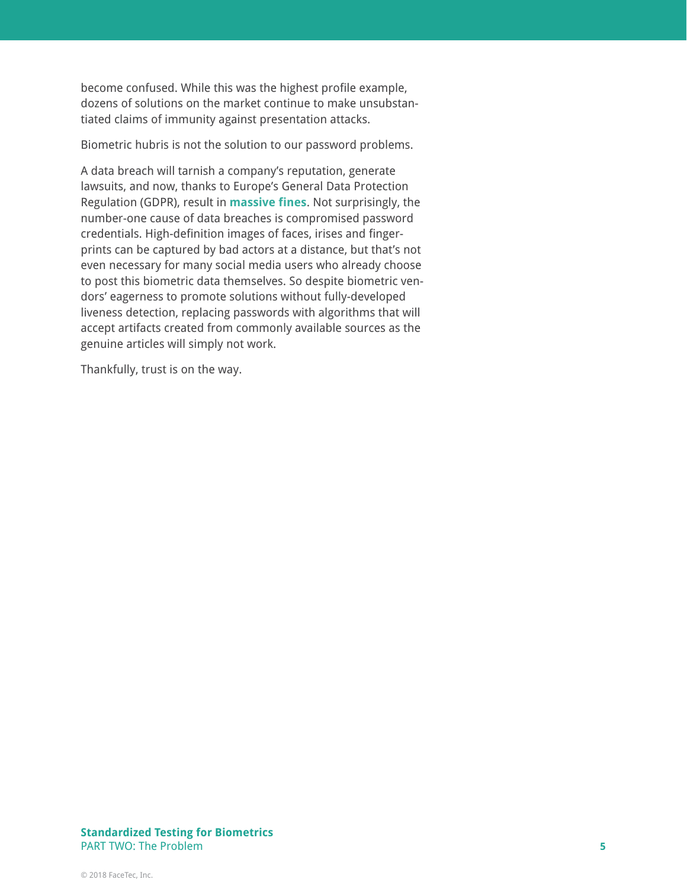become confused. While this was the highest profile example, dozens of solutions on the market continue to make unsubstantiated claims of immunity against presentation attacks.

Biometric hubris is not the solution to our password problems.

A data breach will tarnish a company's reputation, generate lawsuits, and now, thanks to Europe's General Data Protection Regulation (GDPR), result in **massive fines**. Not surprisingly, the number-one cause of data breaches is compromised password credentials. High-definition images of faces, irises and fingerprints can be captured by bad actors at a distance, but that's not even necessary for many social media users who already choose to post this biometric data themselves. So despite biometric vendors' eagerness to promote solutions without fully-developed liveness detection, replacing passwords with algorithms that will accept artifacts created from commonly available sources as the genuine articles will simply not work.

Thankfully, trust is on the way.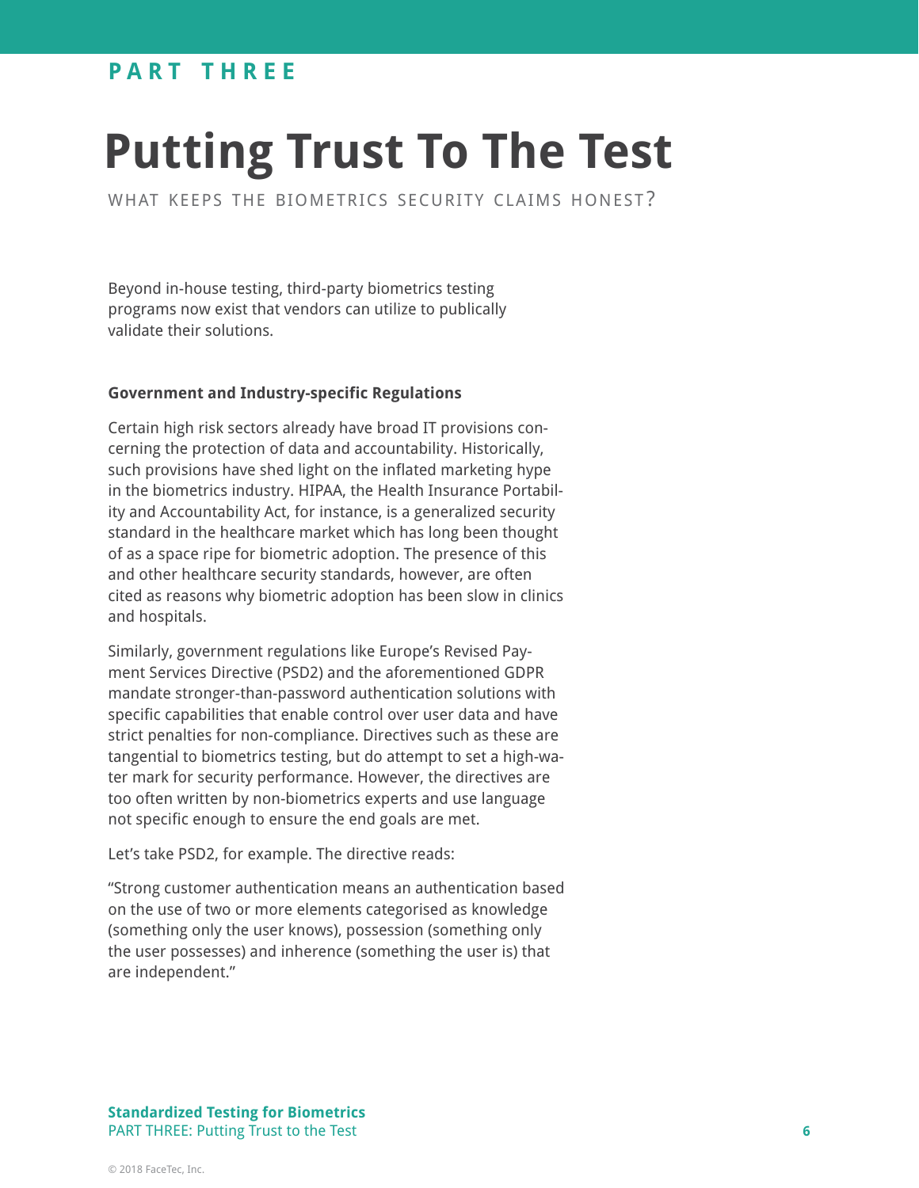PART THREE

# Putting Trust To The Test

WHAT KEEPS THE BIOMETRICS SECURITY CLAIMS HONEST?

Beyond in-house testing, third-party biometrics testing programs now exist that vendors can utilize to publically validate their solutions.

**Government and Industry-specific Regulations**

Certain high risk sectors already have broad IT provisions concerning the protection of data and accountability. Historically, such provisions have shed light on the inflated marketing hype in the biometrics industry. HIPAA, the Health Insurance Portability and Accountability Act, for instance, is a generalized security standard in the healthcare market which has long been thought of as a space ripe for biometric adoption. The presence of this and other healthcare security standards, however, are often cited as reasons why biometric adoption has been slow in clinics and hospitals.

Similarly, government regulations like Europe's Revised Payment Services Directive (PSD2) and the aforementioned GDPR mandate stronger-than-password authentication solutions with specific capabilities that enable control over user data and have strict penalties for non-compliance. Directives such as these are tangential to biometrics testing, but do attempt to set a high-water mark for security performance. However, the directives are too often written by non-biometrics experts and use language not specific enough to ensure the end goals are met.

Let's take PSD2, for example. The directive reads:

"Strong customer authentication means an authentication based on the use of two or more elements categorised as knowledge (something only the user knows), possession (something only the user possesses) and inherence (something the user is) that are independent."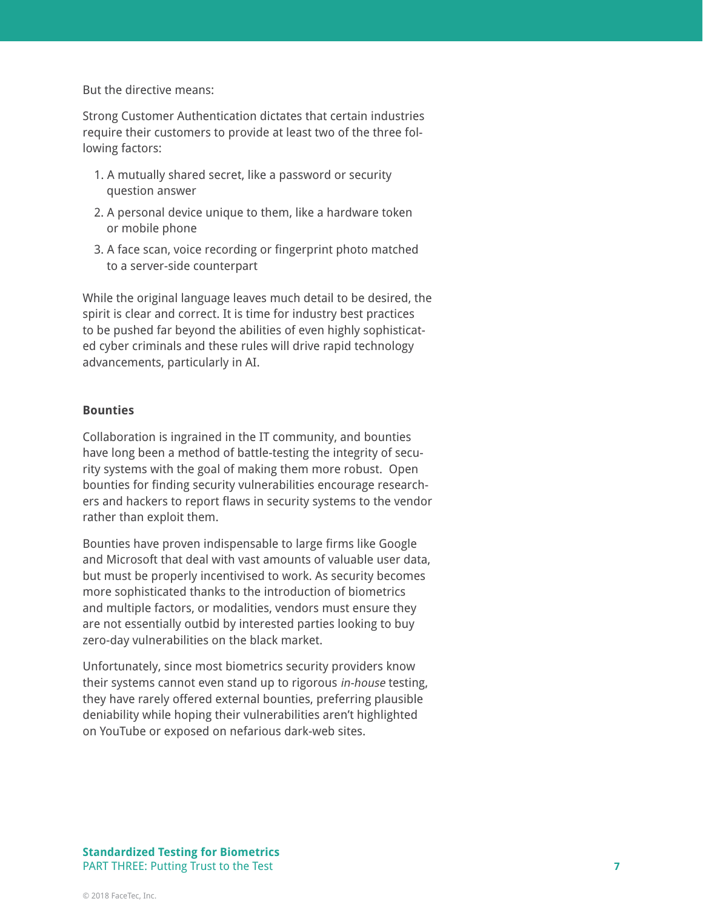But the directive means:

Strong Customer Authentication dictates that certain industries require their customers to provide at least two of the three following factors:

1. A mutually shared secret, like a password or security question answer
2. A personal device unique to them, like a hardware token or mobile phone
3. A face scan, voice recording or fingerprint photo matched to a server-side counterpart

While the original language leaves much detail to be desired, the spirit is clear and correct. It is time for industry best practices to be pushed far beyond the abilities of even highly sophisticated cyber criminals and these rules will drive rapid technology advancements, particularly in AI.

**Bounties**

Collaboration is ingrained in the IT community, and bounties have long been a method of battle-testing the integrity of security systems with the goal of making them more robust. Open bounties for finding security vulnerabilities encourage researchers and hackers to report flaws in security systems to the vendor rather than exploit them.

Bounties have proven indispensable to large firms like Google and Microsoft that deal with vast amounts of valuable user data, but must be properly incentivised to work. As security becomes more sophisticated thanks to the introduction of biometrics and multiple factors, or modalities, vendors must ensure they are not essentially outbid by interested parties looking to buy zero-day vulnerabilities on the black market.

Unfortunately, since most biometrics security providers know their systems cannot even stand up to rigorous *in-house* testing, they have rarely offered external bounties, preferring plausible deniability while hoping their vulnerabilities aren't highlighted on YouTube or exposed on nefarious dark-web sites.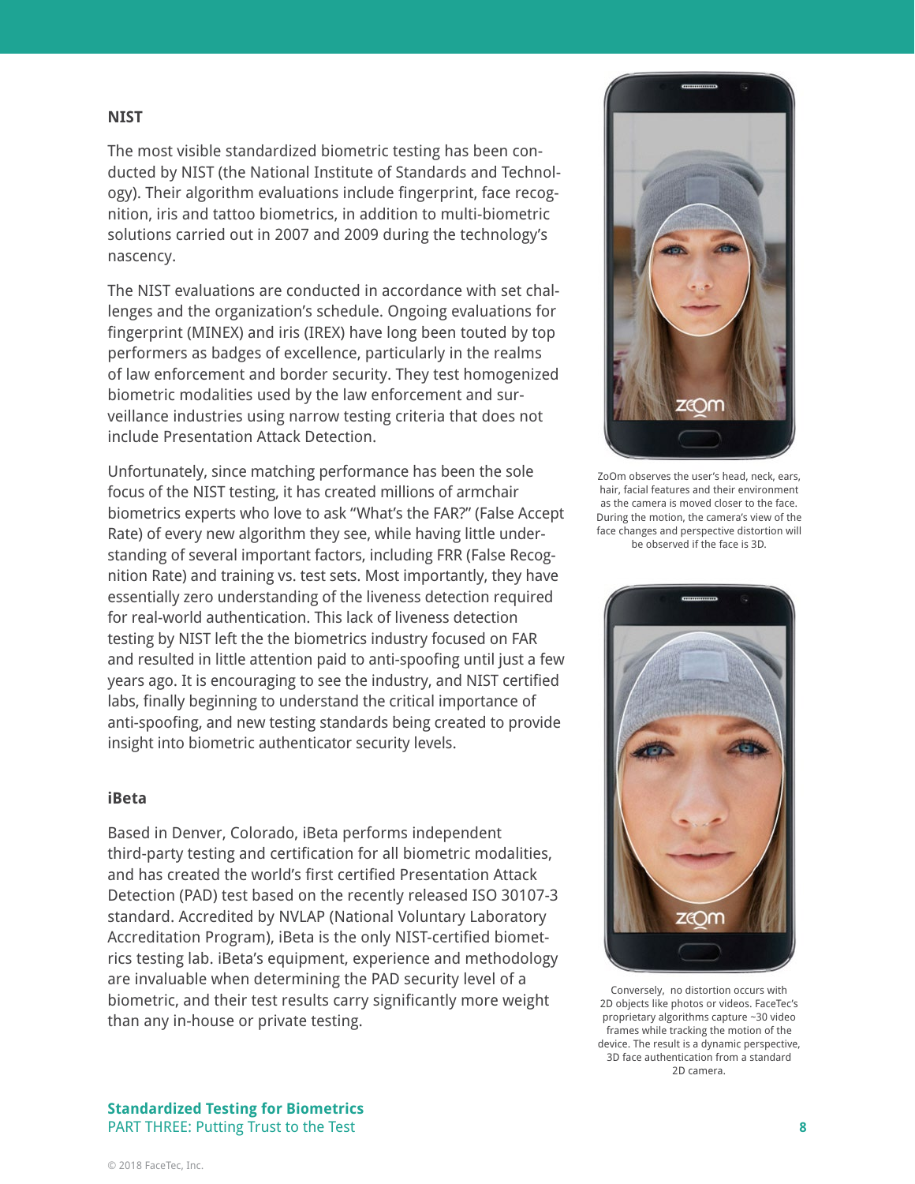### NIST

The most visible standardized biometric testing has been conducted by NIST (the National Institute of Standards and Technology). Their algorithm evaluations include fingerprint, face recognition, iris and tattoo biometrics, in addition to multi-biometric solutions carried out in 2007 and 2009 during the technology's nascency.

The NIST evaluations are conducted in accordance with set challenges and the organization's schedule. Ongoing evaluations for fingerprint (MINEX) and iris (IREX) have long been touted by top performers as badges of excellence, particularly in the realms of law enforcement and border security. They test homogenized biometric modalities used by the law enforcement and surveillance industries using narrow testing criteria that does not include Presentation Attack Detection.

Unfortunately, since matching performance has been the sole focus of the NIST testing, it has created millions of armchair biometrics experts who love to ask "What's the FAR?" (False Accept Rate) of every new algorithm they see, while having little understanding of several important factors, including FRR (False Recognition Rate) and training vs. test sets. Most importantly, they have essentially zero understanding of the liveness detection required for real-world authentication. This lack of liveness detection testing by NIST left the the biometrics industry focused on FAR and resulted in little attention paid to anti-spoofing until just a few years ago. It is encouraging to see the industry, and NIST certified labs, finally beginning to understand the critical importance of anti-spoofing, and new testing standards being created to provide insight into biometric authenticator security levels.

### iBeta

Based in Denver, Colorado, iBeta performs independent third-party testing and certification for all biometric modalities, and has created the world's first certified Presentation Attack Detection (PAD) test based on the recently released ISO 30107-3 standard. Accredited by NVLAP (National Voluntary Laboratory Accreditation Program), iBeta is the only NIST-certified biometrics testing lab. iBeta's equipment, experience and methodology are invaluable when determining the PAD security level of a biometric, and their test results carry significantly more weight than any in-house or private testing.

ZoOm observes the user's head, neck, ears, hair, facial features and their environment as the camera is moved closer to the face. During the motion, the camera's view of the face changes and perspective distortion will be observed if the face is 3D.

Conversely, no distortion occurs with 2D objects like photos or videos. FaceTec's proprietary algorithms capture ~30 video frames while tracking the motion of the device. The result is a dynamic perspective, 3D face authentication from a standard 2D camera.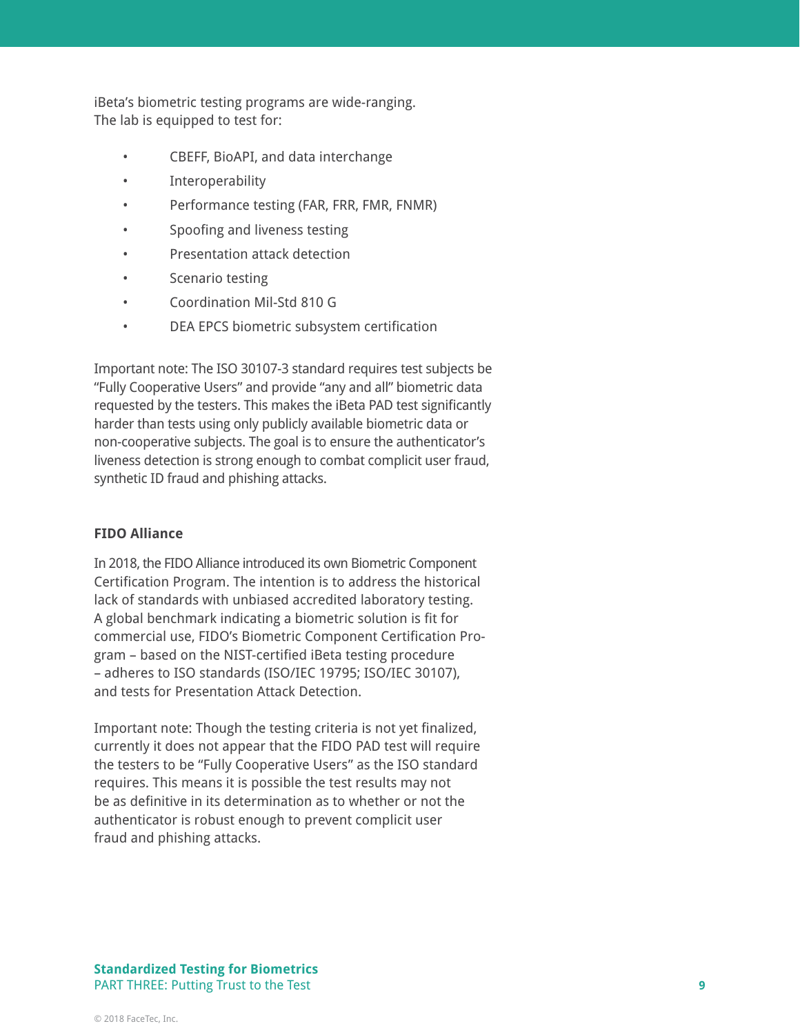iBeta's biometric testing programs are wide-ranging. The lab is equipped to test for:

- CBEFF, BioAPI, and data interchange
- Interoperability
- Performance testing (FAR, FRR, FMR, FNMR)
- Spoofing and liveness testing
- Presentation attack detection
- Scenario testing
- Coordination Mil-Std 810 G
- DEA EPCS biometric subsystem certification

Important note: The ISO 30107-3 standard requires test subjects be "Fully Cooperative Users" and provide "any and all" biometric data requested by the testers. This makes the iBeta PAD test significantly harder than tests using only publicly available biometric data or non-cooperative subjects. The goal is to ensure the authenticator's liveness detection is strong enough to combat complicit user fraud, synthetic ID fraud and phishing attacks.

**FIDO Alliance**

In 2018, the FIDO Alliance introduced its own Biometric Component Certification Program. The intention is to address the historical lack of standards with unbiased accredited laboratory testing. A global benchmark indicating a biometric solution is fit for commercial use, FIDO's Biometric Component Certification Program – based on the NIST-certified iBeta testing procedure – adheres to ISO standards (ISO/IEC 19795; ISO/IEC 30107), and tests for Presentation Attack Detection.

Important note: Though the testing criteria is not yet finalized, currently it does not appear that the FIDO PAD test will require the testers to be "Fully Cooperative Users" as the ISO standard requires. This means it is possible the test results may not be as definitive in its determination as to whether or not the authenticator is robust enough to prevent complicit user fraud and phishing attacks.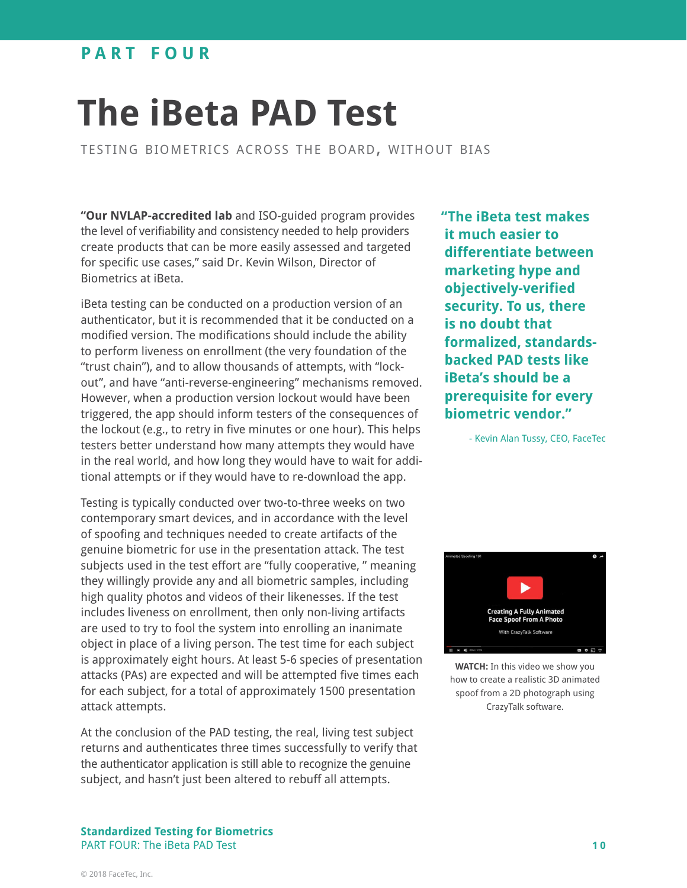PART FOUR

# The iBeta PAD Test

TESTING BIOMETRICS ACROSS THE BOARD, WITHOUT BIAS

**"Our NVLAP-accredited lab** and ISO-guided program provides the level of verifiability and consistency needed to help providers create products that can be more easily assessed and targeted for specific use cases," said Dr. Kevin Wilson, Director of Biometrics at iBeta.

iBeta testing can be conducted on a production version of an authenticator, but it is recommended that it be conducted on a modified version. The modifications should include the ability to perform liveness on enrollment (the very foundation of the "trust chain"), and to allow thousands of attempts, with "lock-out", and have "anti-reverse-engineering" mechanisms removed. However, when a production version lockout would have been triggered, the app should inform testers of the consequences of the lockout (e.g., to retry in five minutes or one hour). This helps testers better understand how many attempts they would have in the real world, and how long they would have to wait for additional attempts or if they would have to re-download the app.

Testing is typically conducted over two-to-three weeks on two contemporary smart devices, and in accordance with the level of spoofing and techniques needed to create artifacts of the genuine biometric for use in the presentation attack. The test subjects used in the test effort are "fully cooperative, " meaning they willingly provide any and all biometric samples, including high quality photos and videos of their likenesses. If the test includes liveness on enrollment, then only non-living artifacts are used to try to fool the system into enrolling an inanimate object in place of a living person. The test time for each subject is approximately eight hours. At least 5-6 species of presentation attacks (PAs) are expected and will be attempted five times each for each subject, for a total of approximately 1500 presentation attack attempts.

At the conclusion of the PAD testing, the real, living test subject returns and authenticates three times successfully to verify that the authenticator application is still able to recognize the genuine subject, and hasn't just been altered to rebuff all attempts.

**"The iBeta test makes it much easier to differentiate between marketing hype and objectively-verified security. To us, there is no doubt that formalized, standards-backed PAD tests like iBeta's should be a prerequisite for every biometric vendor."**

- Kevin Alan Tussy, CEO, FaceTec

**WATCH:** In this video we show you how to create a realistic 3D animated spoof from a 2D photograph using CrazyTalk software.

© 2018 FaceTec, Inc.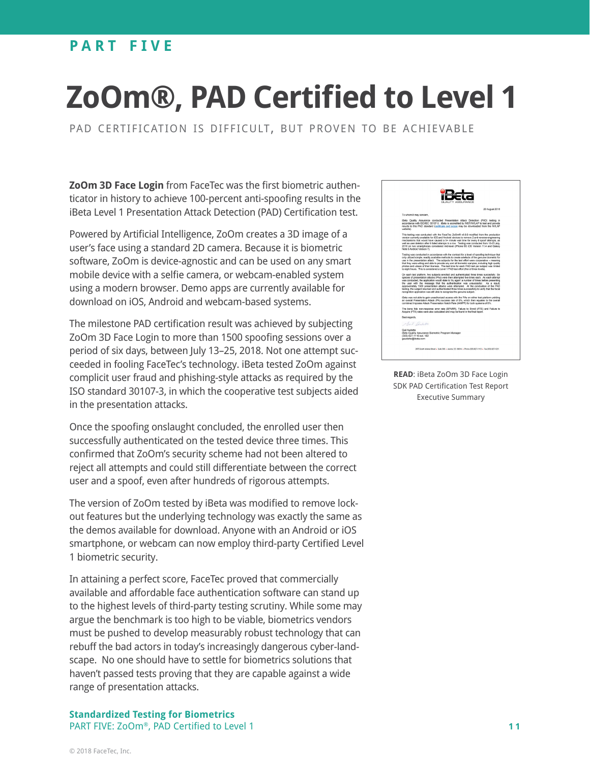PART FIVE

# ZoOm®, PAD Certified to Level 1

PAD CERTIFICATION IS DIFFICULT, BUT PROVEN TO BE ACHIEVABLE

**ZoOm 3D Face Login** from FaceTec was the first biometric authenticator in history to achieve 100-percent anti-spoofing results in the iBeta Level 1 Presentation Attack Detection (PAD) Certification test.

Powered by Artificial Intelligence, ZoOm creates a 3D image of a user's face using a standard 2D camera. Because it is biometric software, ZoOm is device-agnostic and can be used on any smart mobile device with a selfie camera, or webcam-enabled system using a modern browser. Demo apps are currently available for download on iOS, Android and webcam-based systems.

The milestone PAD certification result was achieved by subjecting ZoOm 3D Face Login to more than 1500 spoofing sessions over a period of six days, between July 13–25, 2018. Not one attempt succeeded in fooling FaceTec's technology. iBeta tested ZoOm against complicit user fraud and phishing-style attacks as required by the ISO standard 30107-3, in which the cooperative test subjects aided in the presentation attacks.

Once the spoofing onslaught concluded, the enrolled user then successfully authenticated on the tested device three times. This confirmed that ZoOm's security scheme had not been altered to reject all attempts and could still differentiate between the correct user and a spoof, even after hundreds of rigorous attempts.

The version of ZoOm tested by iBeta was modified to remove lockout features but the underlying technology was exactly the same as the demos available for download. Anyone with an Android or iOS smartphone, or webcam can now employ third-party Certified Level 1 biometric security.

In attaining a perfect score, FaceTec proved that commercially available and affordable face authentication software can stand up to the highest levels of third-party testing scrutiny. While some may argue the benchmark is too high to be viable, biometrics vendors must be pushed to develop measurably robust technology that can rebuff the bad actors in today's increasingly dangerous cyber-landscape. No one should have to settle for biometrics solutions that haven't passed tests proving that they are capable against a wide range of presentation attacks.

**READ**: iBeta ZoOm 3D Face Login SDK PAD Certification Test Report Executive Summary

© 2018 FaceTec, Inc.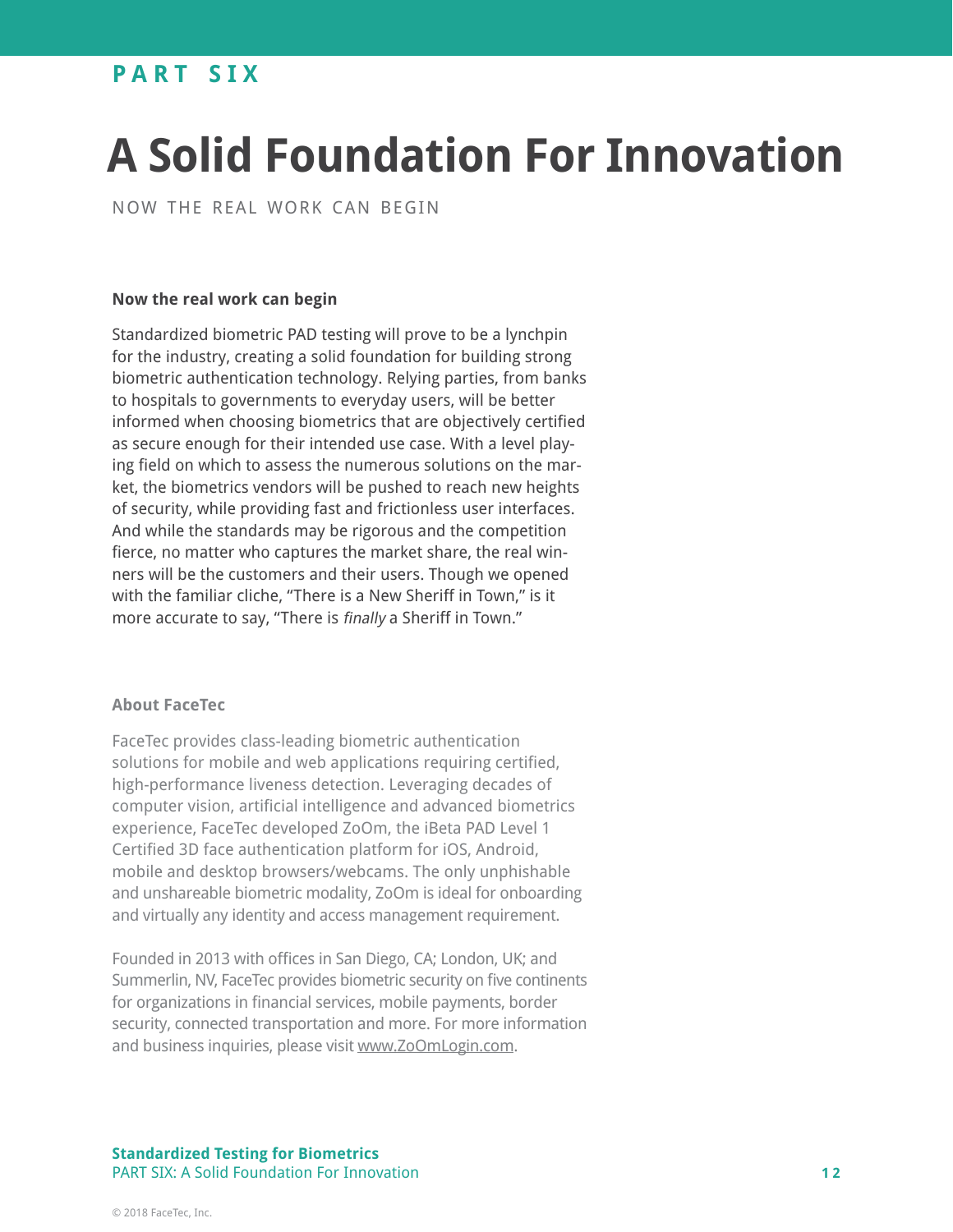PART SIX

# A Solid Foundation For Innovation

NOW THE REAL WORK CAN BEGIN

**Now the real work can begin**

Standardized biometric PAD testing will prove to be a lynchpin for the industry, creating a solid foundation for building strong biometric authentication technology. Relying parties, from banks to hospitals to governments to everyday users, will be better informed when choosing biometrics that are objectively certified as secure enough for their intended use case. With a level playing field on which to assess the numerous solutions on the market, the biometrics vendors will be pushed to reach new heights of security, while providing fast and frictionless user interfaces. And while the standards may be rigorous and the competition fierce, no matter who captures the market share, the real winners will be the customers and their users. Though we opened with the familiar cliche, "There is a New Sheriff in Town," is it more accurate to say, "There is *finally* a Sheriff in Town."

**About FaceTec**

FaceTec provides class-leading biometric authentication solutions for mobile and web applications requiring certified, high-performance liveness detection. Leveraging decades of computer vision, artificial intelligence and advanced biometrics experience, FaceTec developed ZoOm, the iBeta PAD Level 1 Certified 3D face authentication platform for iOS, Android, mobile and desktop browsers/webcams. The only unphishable and unshareable biometric modality, ZoOm is ideal for onboarding and virtually any identity and access management requirement.

Founded in 2013 with offices in San Diego, CA; London, UK; and Summerlin, NV, FaceTec provides biometric security on five continents for organizations in financial services, mobile payments, border security, connected transportation and more. For more information and business inquiries, please visit www.ZoOmLogin.com.

© 2018 FaceTec, Inc.